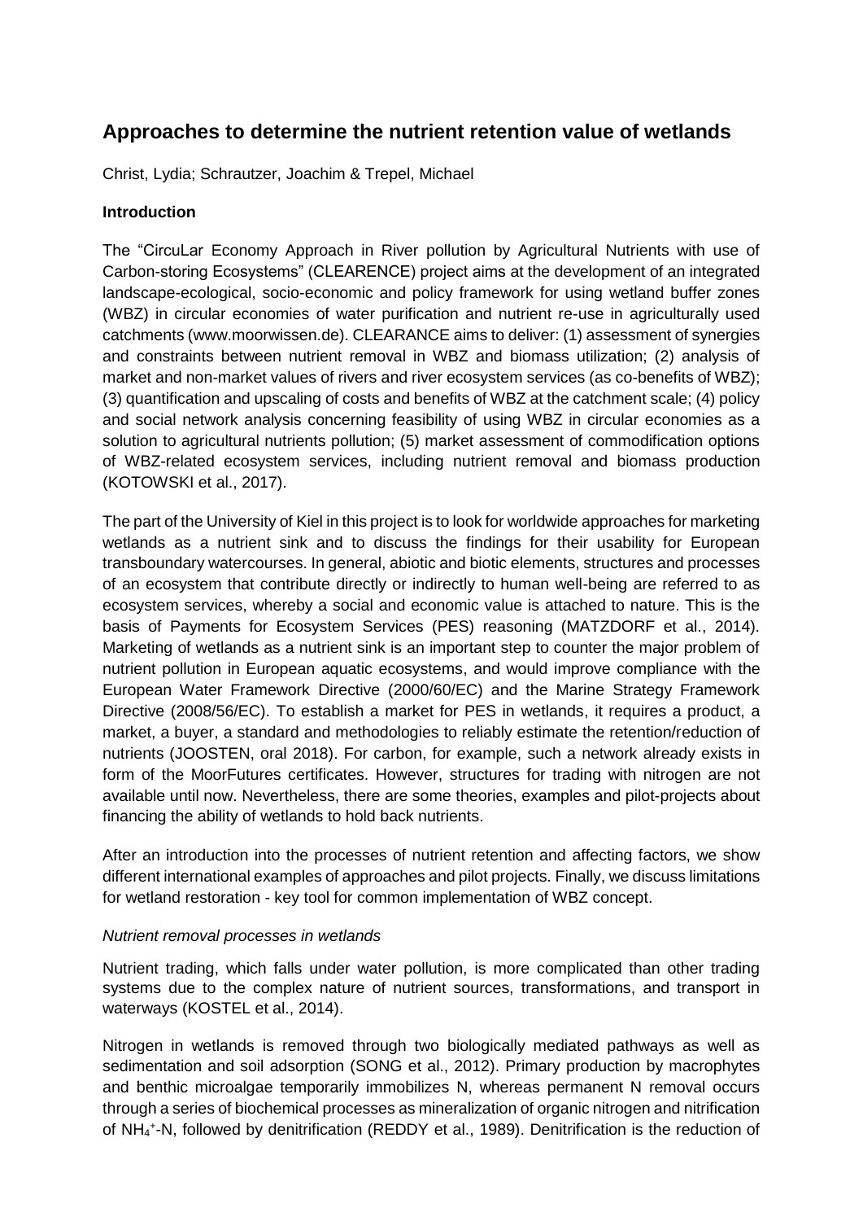# Approaches to determine the nutrient retention value of wetlands

Christ, Lydia; Schrautzer, Joachim & Trepel, Michael

### Introduction

The "CircuLar Economy Approach in River pollution by Agricultural Nutrients with use of Carbon-storing Ecosystems" (CLEARENCE) project aims at the development of an integrated landscape-ecological, socio-economic and policy framework for using wetland buffer zones (WBZ) in circular economies of water purification and nutrient re-use in agriculturally used catchments (www.moorwissen.de). CLEARANCE aims to deliver: (1) assessment of synergies and constraints between nutrient removal in WBZ and biomass utilization; (2) analysis of market and non-market values of rivers and river ecosystem services (as co-benefits of WBZ); (3) quantification and upscaling of costs and benefits of WBZ at the catchment scale; (4) policy and social network analysis concerning feasibility of using WBZ in circular economies as a solution to agricultural nutrients pollution; (5) market assessment of commodification options of WBZ-related ecosystem services, including nutrient removal and biomass production (KOTOWSKI et al., 2017).

The part of the University of Kiel in this project is to look for worldwide approaches for marketing wetlands as a nutrient sink and to discuss the findings for their usability for European transboundary watercourses. In general, abiotic and biotic elements, structures and processes of an ecosystem that contribute directly or indirectly to human well-being are referred to as ecosystem services, whereby a social and economic value is attached to nature. This is the basis of Payments for Ecosystem Services (PES) reasoning (MATZDORF et al., 2014). Marketing of wetlands as a nutrient sink is an important step to counter the major problem of nutrient pollution in European aquatic ecosystems, and would improve compliance with the European Water Framework Directive (2000/60/EC) and the Marine Strategy Framework Directive (2008/56/EC). To establish a market for PES in wetlands, it requires a product, a market, a buyer, a standard and methodologies to reliably estimate the retention/reduction of nutrients (JOOSTEN, oral 2018). For carbon, for example, such a network already exists in form of the MoorFutures certificates. However, structures for trading with nitrogen are not available until now. Nevertheless, there are some theories, examples and pilot-projects about financing the ability of wetlands to hold back nutrients.

After an introduction into the processes of nutrient retention and affecting factors, we show different international examples of approaches and pilot projects. Finally, we discuss limitations for wetland restoration - key tool for common implementation of WBZ concept.

#### *Nutrient removal processes in wetlands*

Nutrient trading, which falls under water pollution, is more complicated than other trading systems due to the complex nature of nutrient sources, transformations, and transport in waterways (KOSTEL et al., 2014).

Nitrogen in wetlands is removed through two biologically mediated pathways as well as sedimentation and soil adsorption (SONG et al., 2012). Primary production by macrophytes and benthic microalgae temporarily immobilizes N, whereas permanent N removal occurs through a series of biochemical processes as mineralization of organic nitrogen and nitrification of $NH_4^+$-N, followed by denitrification (REDDY et al., 1989). Denitrification is the reduction of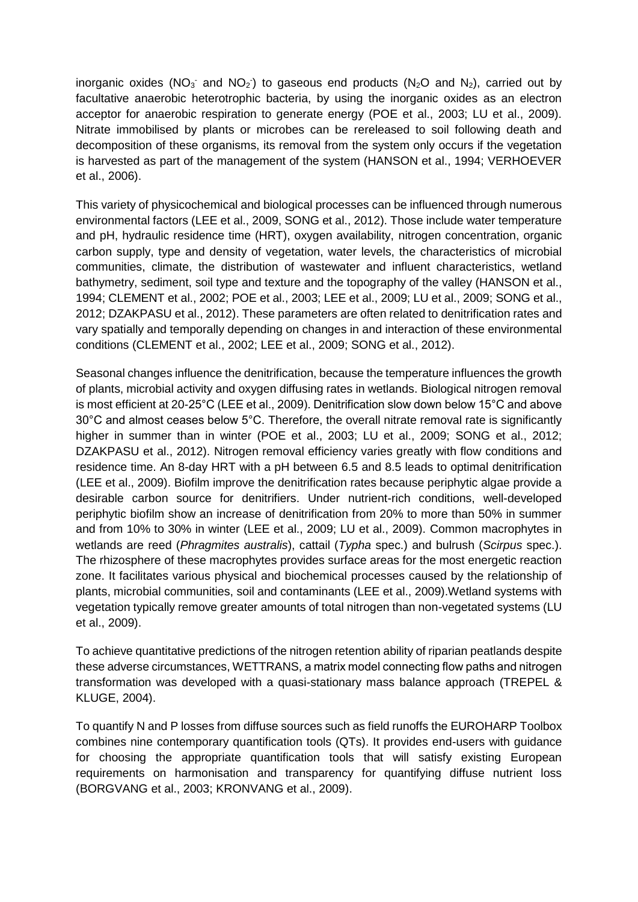inorganic oxides ($NO_3^-$ and $NO_2^-$) to gaseous end products ($N_2O$ and $N_2$), carried out by facultative anaerobic heterotrophic bacteria, by using the inorganic oxides as an electron acceptor for anaerobic respiration to generate energy (POE et al., 2003; LU et al., 2009). Nitrate immobilised by plants or microbes can be rereleased to soil following death and decomposition of these organisms, its removal from the system only occurs if the vegetation is harvested as part of the management of the system (HANSON et al., 1994; VERHOEVER et al., 2006).

This variety of physicochemical and biological processes can be influenced through numerous environmental factors (LEE et al., 2009, SONG et al., 2012). Those include water temperature and pH, hydraulic residence time (HRT), oxygen availability, nitrogen concentration, organic carbon supply, type and density of vegetation, water levels, the characteristics of microbial communities, climate, the distribution of wastewater and influent characteristics, wetland bathymetry, sediment, soil type and texture and the topography of the valley (HANSON et al., 1994; CLEMENT et al., 2002; POE et al., 2003; LEE et al., 2009; LU et al., 2009; SONG et al., 2012; DZAKPASU et al., 2012). These parameters are often related to denitrification rates and vary spatially and temporally depending on changes in and interaction of these environmental conditions (CLEMENT et al., 2002; LEE et al., 2009; SONG et al., 2012).

Seasonal changes influence the denitrification, because the temperature influences the growth of plants, microbial activity and oxygen diffusing rates in wetlands. Biological nitrogen removal is most efficient at 20-25°C (LEE et al., 2009). Denitrification slow down below 15°C and above 30°C and almost ceases below 5°C. Therefore, the overall nitrate removal rate is significantly higher in summer than in winter (POE et al., 2003; LU et al., 2009; SONG et al., 2012; DZAKPASU et al., 2012). Nitrogen removal efficiency varies greatly with flow conditions and residence time. An 8-day HRT with a pH between 6.5 and 8.5 leads to optimal denitrification (LEE et al., 2009). Biofilm improve the denitrification rates because periphytic algae provide a desirable carbon source for denitrifiers. Under nutrient-rich conditions, well-developed periphytic biofilm show an increase of denitrification from 20% to more than 50% in summer and from 10% to 30% in winter (LEE et al., 2009; LU et al., 2009). Common macrophytes in wetlands are reed (*Phragmites australis*), cattail (*Typha* spec.) and bulrush (*Scirpus* spec.). The rhizosphere of these macrophytes provides surface areas for the most energetic reaction zone. It facilitates various physical and biochemical processes caused by the relationship of plants, microbial communities, soil and contaminants (LEE et al., 2009).Wetland systems with vegetation typically remove greater amounts of total nitrogen than non-vegetated systems (LU et al., 2009).

To achieve quantitative predictions of the nitrogen retention ability of riparian peatlands despite these adverse circumstances, WETTRANS, a matrix model connecting flow paths and nitrogen transformation was developed with a quasi-stationary mass balance approach (TREPEL & KLUGE, 2004).

To quantify N and P losses from diffuse sources such as field runoffs the EUROHARP Toolbox combines nine contemporary quantification tools (QTs). It provides end-users with guidance for choosing the appropriate quantification tools that will satisfy existing European requirements on harmonisation and transparency for quantifying diffuse nutrient loss (BORGVANG et al., 2003; KRONVANG et al., 2009).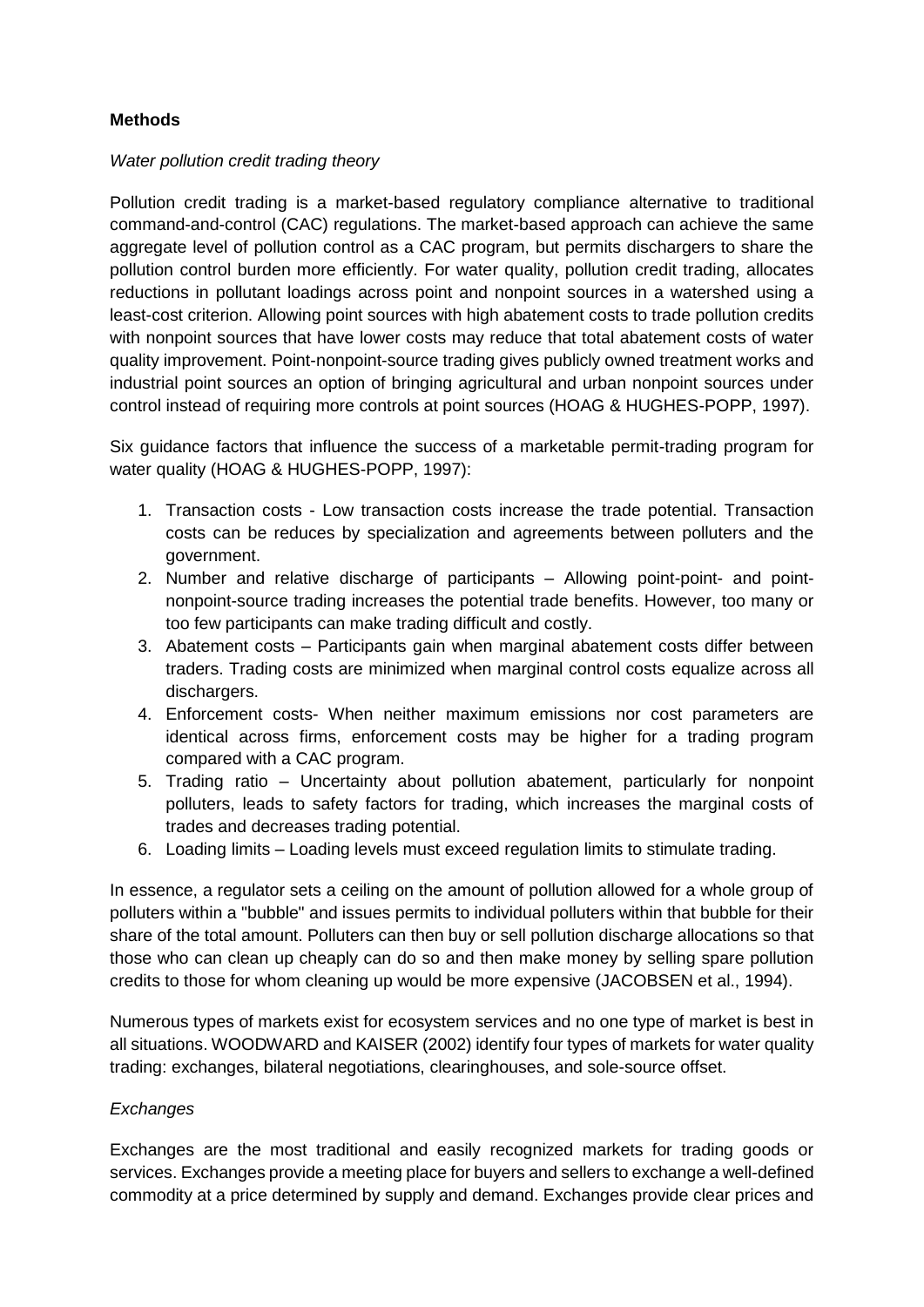**Methods**

*Water pollution credit trading theory*

Pollution credit trading is a market-based regulatory compliance alternative to traditional command-and-control (CAC) regulations. The market-based approach can achieve the same aggregate level of pollution control as a CAC program, but permits dischargers to share the pollution control burden more efficiently. For water quality, pollution credit trading, allocates reductions in pollutant loadings across point and nonpoint sources in a watershed using a least-cost criterion. Allowing point sources with high abatement costs to trade pollution credits with nonpoint sources that have lower costs may reduce that total abatement costs of water quality improvement. Point-nonpoint-source trading gives publicly owned treatment works and industrial point sources an option of bringing agricultural and urban nonpoint sources under control instead of requiring more controls at point sources (HOAG & HUGHES-POPP, 1997).

Six guidance factors that influence the success of a marketable permit-trading program for water quality (HOAG & HUGHES-POPP, 1997):

1. Transaction costs - Low transaction costs increase the trade potential. Transaction costs can be reduces by specialization and agreements between polluters and the government.
2. Number and relative discharge of participants – Allowing point-point- and point-nonpoint-source trading increases the potential trade benefits. However, too many or too few participants can make trading difficult and costly.
3. Abatement costs – Participants gain when marginal abatement costs differ between traders. Trading costs are minimized when marginal control costs equalize across all dischargers.
4. Enforcement costs- When neither maximum emissions nor cost parameters are identical across firms, enforcement costs may be higher for a trading program compared with a CAC program.
5. Trading ratio – Uncertainty about pollution abatement, particularly for nonpoint polluters, leads to safety factors for trading, which increases the marginal costs of trades and decreases trading potential.
6. Loading limits – Loading levels must exceed regulation limits to stimulate trading.

In essence, a regulator sets a ceiling on the amount of pollution allowed for a whole group of polluters within a "bubble" and issues permits to individual polluters within that bubble for their share of the total amount. Polluters can then buy or sell pollution discharge allocations so that those who can clean up cheaply can do so and then make money by selling spare pollution credits to those for whom cleaning up would be more expensive (JACOBSEN et al., 1994).

Numerous types of markets exist for ecosystem services and no one type of market is best in all situations. WOODWARD and KAISER (2002) identify four types of markets for water quality trading: exchanges, bilateral negotiations, clearinghouses, and sole-source offset.

*Exchanges*

Exchanges are the most traditional and easily recognized markets for trading goods or services. Exchanges provide a meeting place for buyers and sellers to exchange a well-defined commodity at a price determined by supply and demand. Exchanges provide clear prices and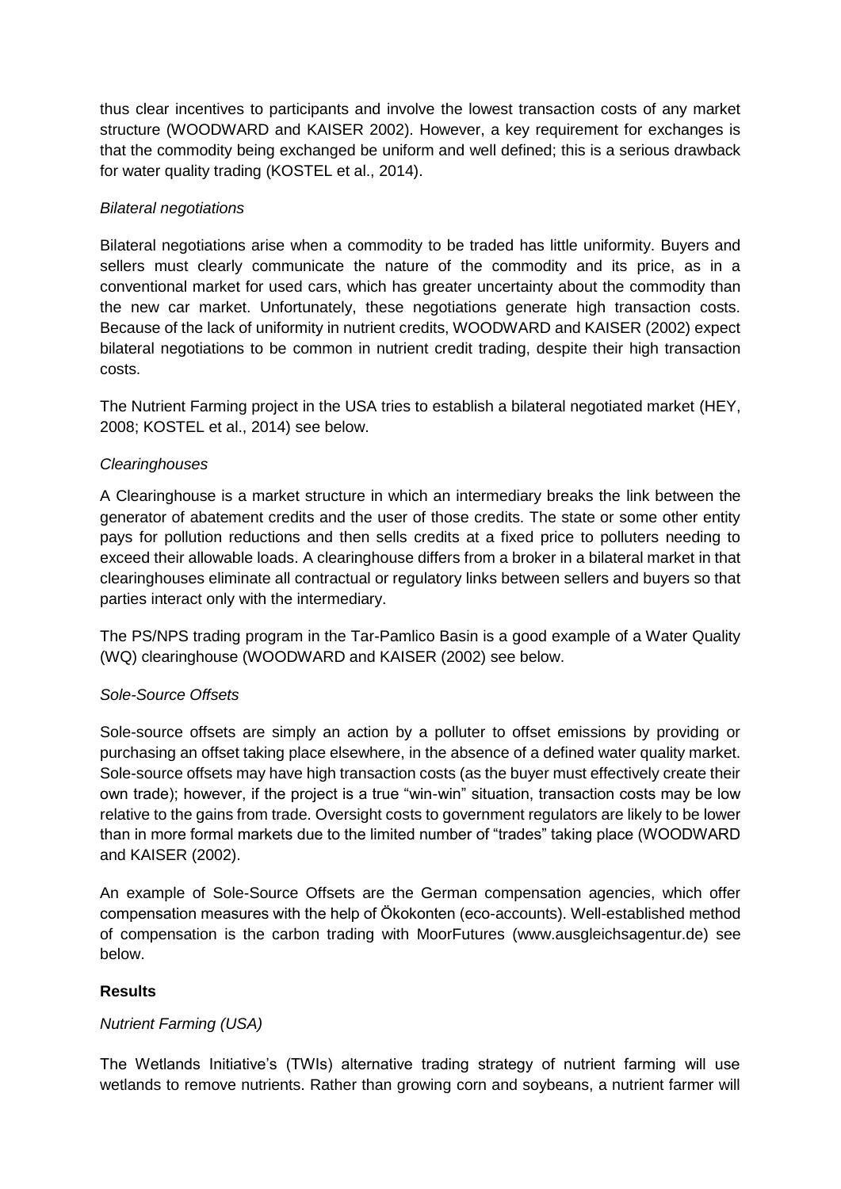thus clear incentives to participants and involve the lowest transaction costs of any market structure (WOODWARD and KAISER 2002). However, a key requirement for exchanges is that the commodity being exchanged be uniform and well defined; this is a serious drawback for water quality trading (KOSTEL et al., 2014).

*Bilateral negotiations*

Bilateral negotiations arise when a commodity to be traded has little uniformity. Buyers and sellers must clearly communicate the nature of the commodity and its price, as in a conventional market for used cars, which has greater uncertainty about the commodity than the new car market. Unfortunately, these negotiations generate high transaction costs. Because of the lack of uniformity in nutrient credits, WOODWARD and KAISER (2002) expect bilateral negotiations to be common in nutrient credit trading, despite their high transaction costs.

The Nutrient Farming project in the USA tries to establish a bilateral negotiated market (HEY, 2008; KOSTEL et al., 2014) see below.

*Clearinghouses*

A Clearinghouse is a market structure in which an intermediary breaks the link between the generator of abatement credits and the user of those credits. The state or some other entity pays for pollution reductions and then sells credits at a fixed price to polluters needing to exceed their allowable loads. A clearinghouse differs from a broker in a bilateral market in that clearinghouses eliminate all contractual or regulatory links between sellers and buyers so that parties interact only with the intermediary.

The PS/NPS trading program in the Tar-Pamlico Basin is a good example of a Water Quality (WQ) clearinghouse (WOODWARD and KAISER (2002) see below.

*Sole-Source Offsets*

Sole-source offsets are simply an action by a polluter to offset emissions by providing or purchasing an offset taking place elsewhere, in the absence of a defined water quality market. Sole-source offsets may have high transaction costs (as the buyer must effectively create their own trade); however, if the project is a true "win-win" situation, transaction costs may be low relative to the gains from trade. Oversight costs to government regulators are likely to be lower than in more formal markets due to the limited number of "trades" taking place (WOODWARD and KAISER (2002).

An example of Sole-Source Offsets are the German compensation agencies, which offer compensation measures with the help of Ökokonten (eco-accounts). Well-established method of compensation is the carbon trading with MoorFutures (www.ausgleichsagentur.de) see below.

**Results**

*Nutrient Farming (USA)*

The Wetlands Initiative's (TWIs) alternative trading strategy of nutrient farming will use wetlands to remove nutrients. Rather than growing corn and soybeans, a nutrient farmer will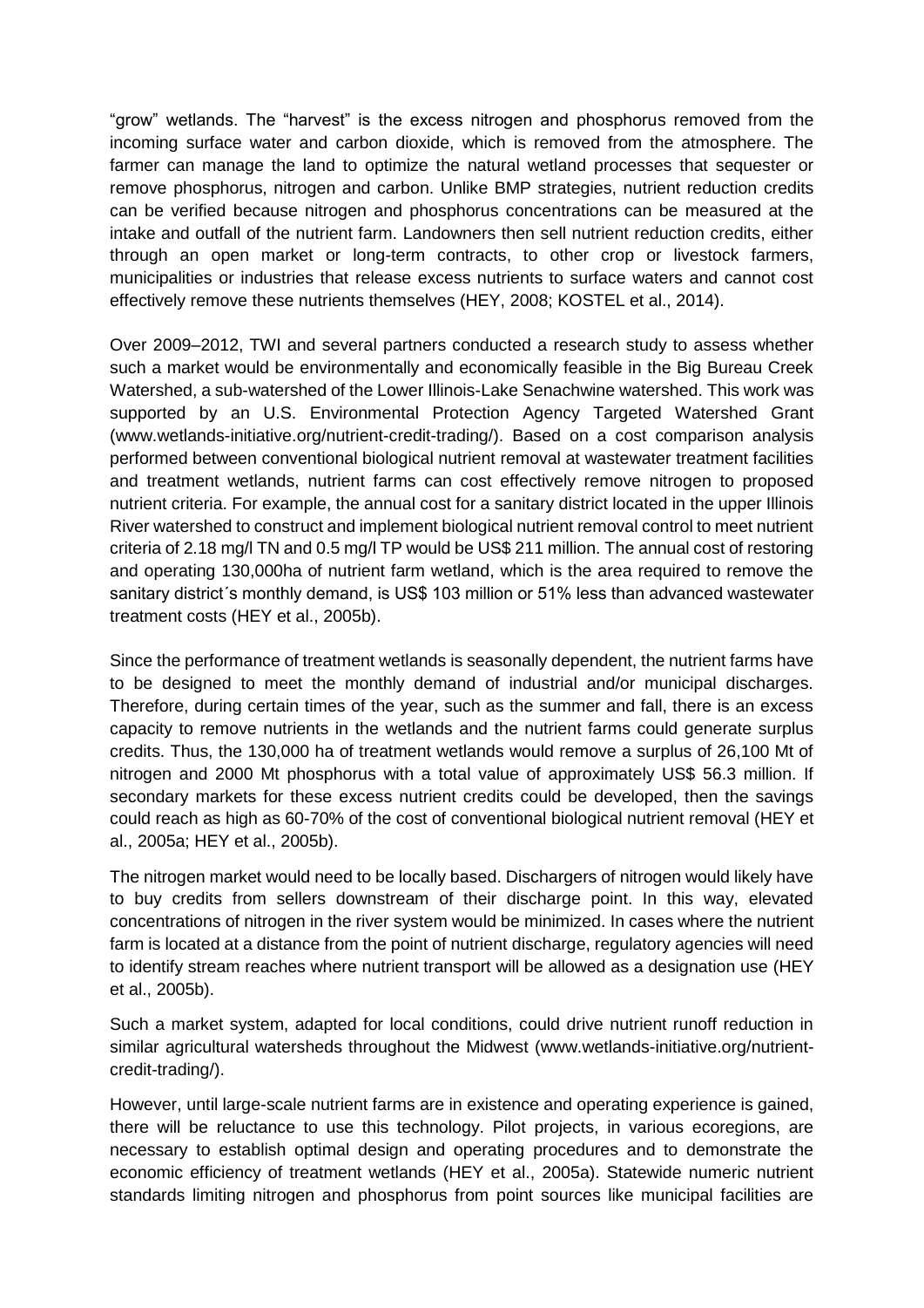"grow" wetlands. The "harvest" is the excess nitrogen and phosphorus removed from the incoming surface water and carbon dioxide, which is removed from the atmosphere. The farmer can manage the land to optimize the natural wetland processes that sequester or remove phosphorus, nitrogen and carbon. Unlike BMP strategies, nutrient reduction credits can be verified because nitrogen and phosphorus concentrations can be measured at the intake and outfall of the nutrient farm. Landowners then sell nutrient reduction credits, either through an open market or long-term contracts, to other crop or livestock farmers, municipalities or industries that release excess nutrients to surface waters and cannot cost effectively remove these nutrients themselves (HEY, 2008; KOSTEL et al., 2014).

Over 2009–2012, TWI and several partners conducted a research study to assess whether such a market would be environmentally and economically feasible in the Big Bureau Creek Watershed, a sub-watershed of the Lower Illinois-Lake Senachwine watershed. This work was supported by an U.S. Environmental Protection Agency Targeted Watershed Grant (www.wetlands-initiative.org/nutrient-credit-trading/). Based on a cost comparison analysis performed between conventional biological nutrient removal at wastewater treatment facilities and treatment wetlands, nutrient farms can cost effectively remove nitrogen to proposed nutrient criteria. For example, the annual cost for a sanitary district located in the upper Illinois River watershed to construct and implement biological nutrient removal control to meet nutrient criteria of 2.18 mg/l TN and 0.5 mg/l TP would be US$ 211 million. The annual cost of restoring and operating 130,000ha of nutrient farm wetland, which is the area required to remove the sanitary district´s monthly demand, is US$ 103 million or 51% less than advanced wastewater treatment costs (HEY et al., 2005b).

Since the performance of treatment wetlands is seasonally dependent, the nutrient farms have to be designed to meet the monthly demand of industrial and/or municipal discharges. Therefore, during certain times of the year, such as the summer and fall, there is an excess capacity to remove nutrients in the wetlands and the nutrient farms could generate surplus credits. Thus, the 130,000 ha of treatment wetlands would remove a surplus of 26,100 Mt of nitrogen and 2000 Mt phosphorus with a total value of approximately US$ 56.3 million. If secondary markets for these excess nutrient credits could be developed, then the savings could reach as high as 60-70% of the cost of conventional biological nutrient removal (HEY et al., 2005a; HEY et al., 2005b).

The nitrogen market would need to be locally based. Dischargers of nitrogen would likely have to buy credits from sellers downstream of their discharge point. In this way, elevated concentrations of nitrogen in the river system would be minimized. In cases where the nutrient farm is located at a distance from the point of nutrient discharge, regulatory agencies will need to identify stream reaches where nutrient transport will be allowed as a designation use (HEY et al., 2005b).

Such a market system, adapted for local conditions, could drive nutrient runoff reduction in similar agricultural watersheds throughout the Midwest (www.wetlands-initiative.org/nutrient-credit-trading/).

However, until large-scale nutrient farms are in existence and operating experience is gained, there will be reluctance to use this technology. Pilot projects, in various ecoregions, are necessary to establish optimal design and operating procedures and to demonstrate the economic efficiency of treatment wetlands (HEY et al., 2005a). Statewide numeric nutrient standards limiting nitrogen and phosphorus from point sources like municipal facilities are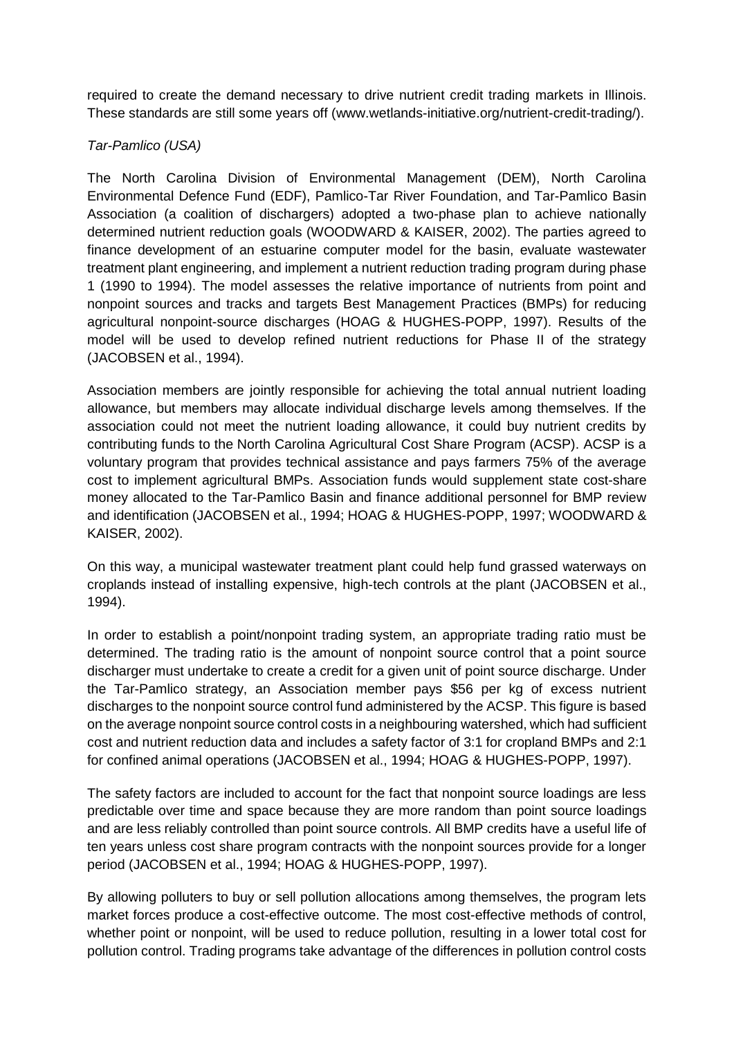required to create the demand necessary to drive nutrient credit trading markets in Illinois. These standards are still some years off (www.wetlands-initiative.org/nutrient-credit-trading/).

*Tar-Pamlico (USA)*

The North Carolina Division of Environmental Management (DEM), North Carolina Environmental Defence Fund (EDF), Pamlico-Tar River Foundation, and Tar-Pamlico Basin Association (a coalition of dischargers) adopted a two-phase plan to achieve nationally determined nutrient reduction goals (WOODWARD & KAISER, 2002). The parties agreed to finance development of an estuarine computer model for the basin, evaluate wastewater treatment plant engineering, and implement a nutrient reduction trading program during phase 1 (1990 to 1994). The model assesses the relative importance of nutrients from point and nonpoint sources and tracks and targets Best Management Practices (BMPs) for reducing agricultural nonpoint-source discharges (HOAG & HUGHES-POPP, 1997). Results of the model will be used to develop refined nutrient reductions for Phase II of the strategy (JACOBSEN et al., 1994).

Association members are jointly responsible for achieving the total annual nutrient loading allowance, but members may allocate individual discharge levels among themselves. If the association could not meet the nutrient loading allowance, it could buy nutrient credits by contributing funds to the North Carolina Agricultural Cost Share Program (ACSP). ACSP is a voluntary program that provides technical assistance and pays farmers 75% of the average cost to implement agricultural BMPs. Association funds would supplement state cost-share money allocated to the Tar-Pamlico Basin and finance additional personnel for BMP review and identification (JACOBSEN et al., 1994; HOAG & HUGHES-POPP, 1997; WOODWARD & KAISER, 2002).

On this way, a municipal wastewater treatment plant could help fund grassed waterways on croplands instead of installing expensive, high-tech controls at the plant (JACOBSEN et al., 1994).

In order to establish a point/nonpoint trading system, an appropriate trading ratio must be determined. The trading ratio is the amount of nonpoint source control that a point source discharger must undertake to create a credit for a given unit of point source discharge. Under the Tar-Pamlico strategy, an Association member pays $56 per kg of excess nutrient discharges to the nonpoint source control fund administered by the ACSP. This figure is based on the average nonpoint source control costs in a neighbouring watershed, which had sufficient cost and nutrient reduction data and includes a safety factor of 3:1 for cropland BMPs and 2:1 for confined animal operations (JACOBSEN et al., 1994; HOAG & HUGHES-POPP, 1997).

The safety factors are included to account for the fact that nonpoint source loadings are less predictable over time and space because they are more random than point source loadings and are less reliably controlled than point source controls. All BMP credits have a useful life of ten years unless cost share program contracts with the nonpoint sources provide for a longer period (JACOBSEN et al., 1994; HOAG & HUGHES-POPP, 1997).

By allowing polluters to buy or sell pollution allocations among themselves, the program lets market forces produce a cost-effective outcome. The most cost-effective methods of control, whether point or nonpoint, will be used to reduce pollution, resulting in a lower total cost for pollution control. Trading programs take advantage of the differences in pollution control costs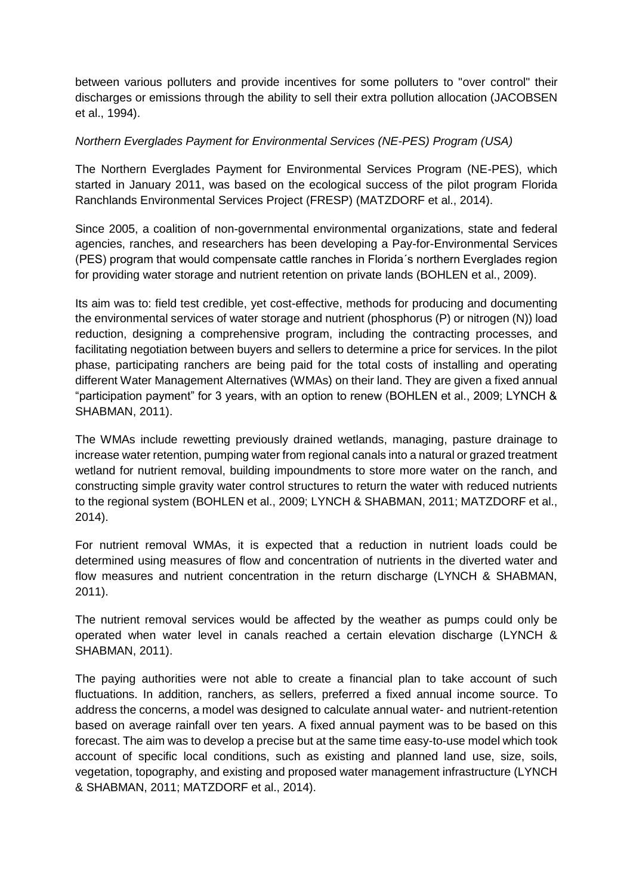between various polluters and provide incentives for some polluters to "over control" their discharges or emissions through the ability to sell their extra pollution allocation (JACOBSEN et al., 1994).

*Northern Everglades Payment for Environmental Services (NE-PES) Program (USA)*

The Northern Everglades Payment for Environmental Services Program (NE-PES), which started in January 2011, was based on the ecological success of the pilot program Florida Ranchlands Environmental Services Project (FRESP) (MATZDORF et al., 2014).

Since 2005, a coalition of non-governmental environmental organizations, state and federal agencies, ranches, and researchers has been developing a Pay-for-Environmental Services (PES) program that would compensate cattle ranches in Florida´s northern Everglades region for providing water storage and nutrient retention on private lands (BOHLEN et al., 2009).

Its aim was to: field test credible, yet cost-effective, methods for producing and documenting the environmental services of water storage and nutrient (phosphorus (P) or nitrogen (N)) load reduction, designing a comprehensive program, including the contracting processes, and facilitating negotiation between buyers and sellers to determine a price for services. In the pilot phase, participating ranchers are being paid for the total costs of installing and operating different Water Management Alternatives (WMAs) on their land. They are given a fixed annual "participation payment" for 3 years, with an option to renew (BOHLEN et al., 2009; LYNCH & SHABMAN, 2011).

The WMAs include rewetting previously drained wetlands, managing, pasture drainage to increase water retention, pumping water from regional canals into a natural or grazed treatment wetland for nutrient removal, building impoundments to store more water on the ranch, and constructing simple gravity water control structures to return the water with reduced nutrients to the regional system (BOHLEN et al., 2009; LYNCH & SHABMAN, 2011; MATZDORF et al., 2014).

For nutrient removal WMAs, it is expected that a reduction in nutrient loads could be determined using measures of flow and concentration of nutrients in the diverted water and flow measures and nutrient concentration in the return discharge (LYNCH & SHABMAN, 2011).

The nutrient removal services would be affected by the weather as pumps could only be operated when water level in canals reached a certain elevation discharge (LYNCH & SHABMAN, 2011).

The paying authorities were not able to create a financial plan to take account of such fluctuations. In addition, ranchers, as sellers, preferred a fixed annual income source. To address the concerns, a model was designed to calculate annual water- and nutrient-retention based on average rainfall over ten years. A fixed annual payment was to be based on this forecast. The aim was to develop a precise but at the same time easy-to-use model which took account of specific local conditions, such as existing and planned land use, size, soils, vegetation, topography, and existing and proposed water management infrastructure (LYNCH & SHABMAN, 2011; MATZDORF et al., 2014).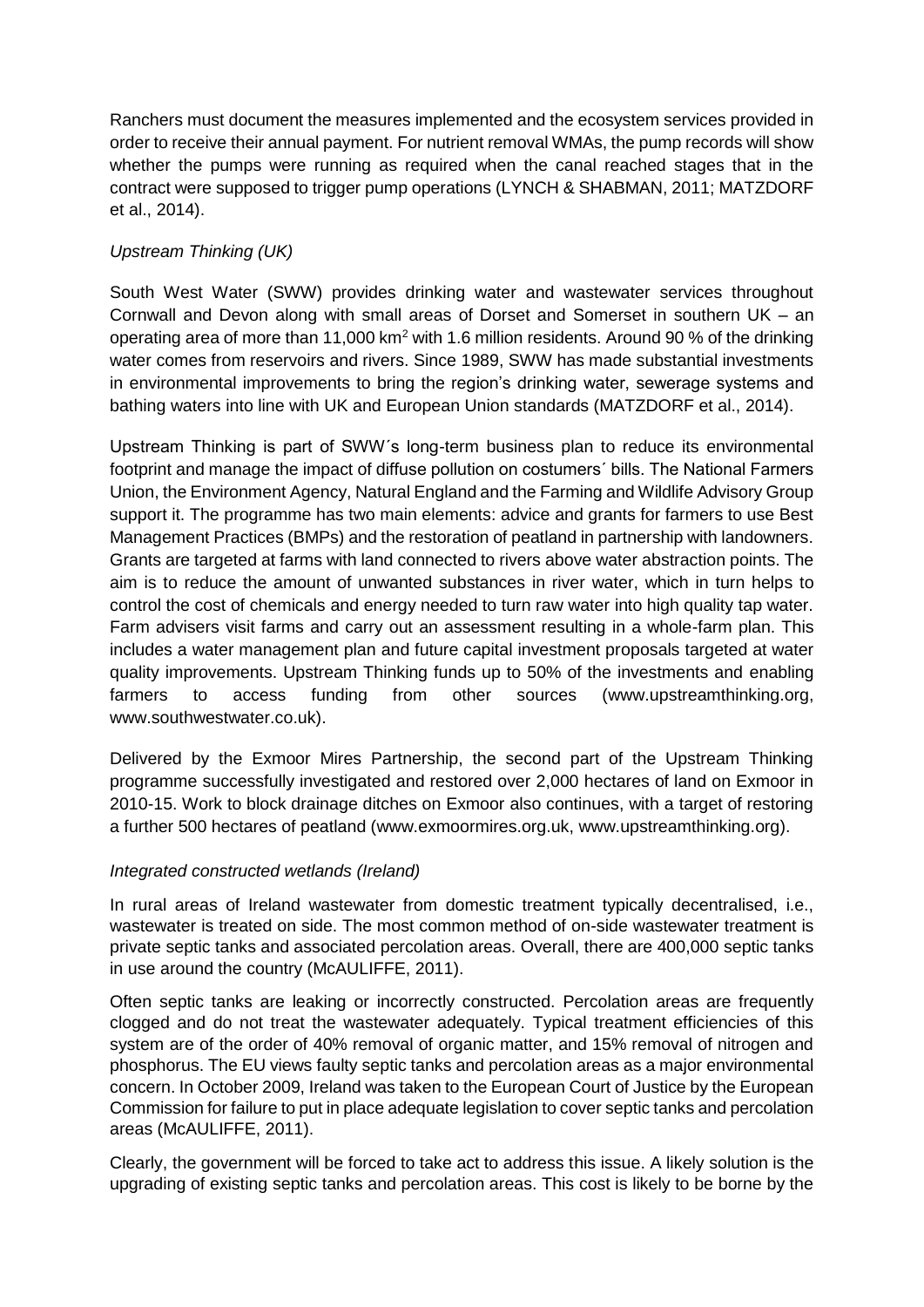Ranchers must document the measures implemented and the ecosystem services provided in order to receive their annual payment. For nutrient removal WMAs, the pump records will show whether the pumps were running as required when the canal reached stages that in the contract were supposed to trigger pump operations (LYNCH & SHABMAN, 2011; MATZDORF et al., 2014).

*Upstream Thinking (UK)*

South West Water (SWW) provides drinking water and wastewater services throughout Cornwall and Devon along with small areas of Dorset and Somerset in southern UK – an operating area of more than 11,000 km$^2$ with 1.6 million residents. Around 90 % of the drinking water comes from reservoirs and rivers. Since 1989, SWW has made substantial investments in environmental improvements to bring the region's drinking water, sewerage systems and bathing waters into line with UK and European Union standards (MATZDORF et al., 2014).

Upstream Thinking is part of SWW´s long-term business plan to reduce its environmental footprint and manage the impact of diffuse pollution on costumers´ bills. The National Farmers Union, the Environment Agency, Natural England and the Farming and Wildlife Advisory Group support it. The programme has two main elements: advice and grants for farmers to use Best Management Practices (BMPs) and the restoration of peatland in partnership with landowners. Grants are targeted at farms with land connected to rivers above water abstraction points. The aim is to reduce the amount of unwanted substances in river water, which in turn helps to control the cost of chemicals and energy needed to turn raw water into high quality tap water. Farm advisers visit farms and carry out an assessment resulting in a whole-farm plan. This includes a water management plan and future capital investment proposals targeted at water quality improvements. Upstream Thinking funds up to 50% of the investments and enabling farmers to access funding from other sources (www.upstreamthinking.org, www.southwestwater.co.uk).

Delivered by the Exmoor Mires Partnership, the second part of the Upstream Thinking programme successfully investigated and restored over 2,000 hectares of land on Exmoor in 2010-15. Work to block drainage ditches on Exmoor also continues, with a target of restoring a further 500 hectares of peatland (www.exmoormires.org.uk, www.upstreamthinking.org).

*Integrated constructed wetlands (Ireland)*

In rural areas of Ireland wastewater from domestic treatment typically decentralised, i.e., wastewater is treated on side. The most common method of on-side wastewater treatment is private septic tanks and associated percolation areas. Overall, there are 400,000 septic tanks in use around the country (McAULIFFE, 2011).

Often septic tanks are leaking or incorrectly constructed. Percolation areas are frequently clogged and do not treat the wastewater adequately. Typical treatment efficiencies of this system are of the order of 40% removal of organic matter, and 15% removal of nitrogen and phosphorus. The EU views faulty septic tanks and percolation areas as a major environmental concern. In October 2009, Ireland was taken to the European Court of Justice by the European Commission for failure to put in place adequate legislation to cover septic tanks and percolation areas (McAULIFFE, 2011).

Clearly, the government will be forced to take act to address this issue. A likely solution is the upgrading of existing septic tanks and percolation areas. This cost is likely to be borne by the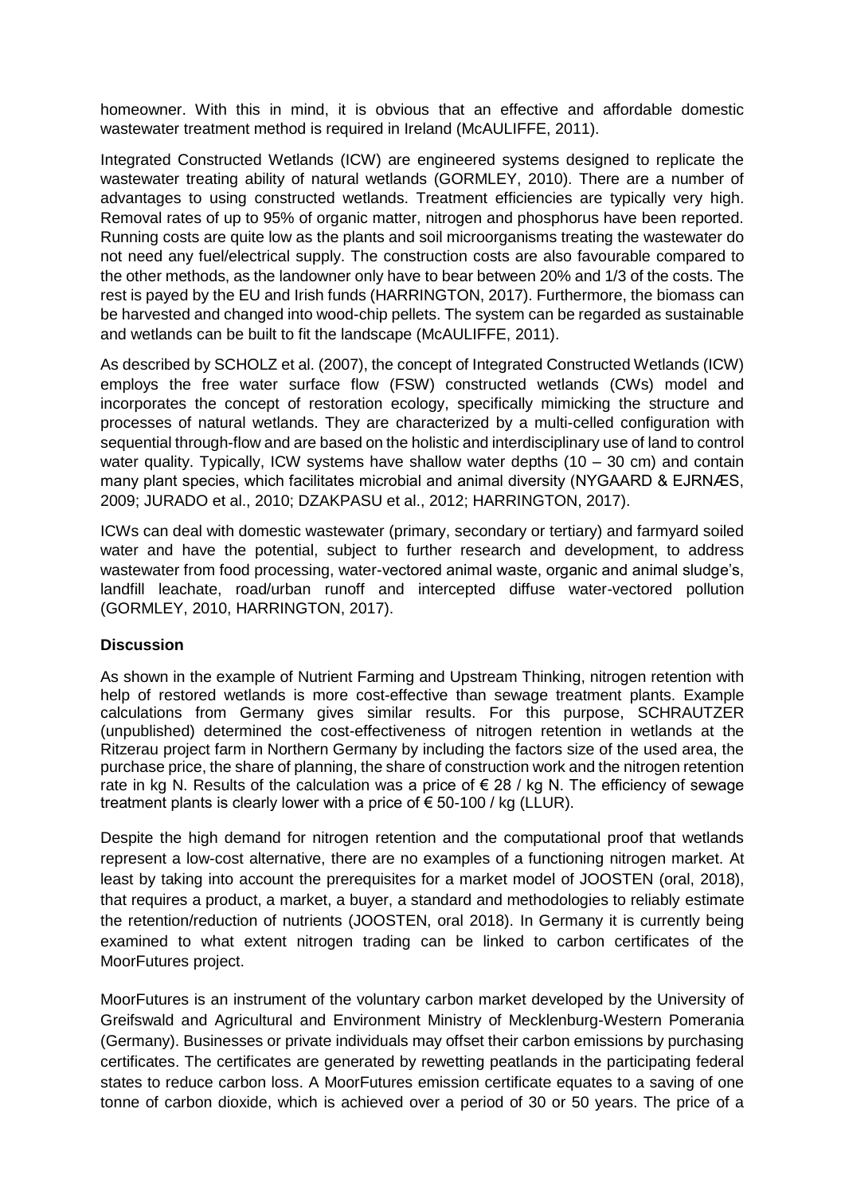homeowner. With this in mind, it is obvious that an effective and affordable domestic wastewater treatment method is required in Ireland (McAULIFFE, 2011).

Integrated Constructed Wetlands (ICW) are engineered systems designed to replicate the wastewater treating ability of natural wetlands (GORMLEY, 2010). There are a number of advantages to using constructed wetlands. Treatment efficiencies are typically very high. Removal rates of up to 95% of organic matter, nitrogen and phosphorus have been reported. Running costs are quite low as the plants and soil microorganisms treating the wastewater do not need any fuel/electrical supply. The construction costs are also favourable compared to the other methods, as the landowner only have to bear between 20% and 1/3 of the costs. The rest is payed by the EU and Irish funds (HARRINGTON, 2017). Furthermore, the biomass can be harvested and changed into wood-chip pellets. The system can be regarded as sustainable and wetlands can be built to fit the landscape (McAULIFFE, 2011).

As described by SCHOLZ et al. (2007), the concept of Integrated Constructed Wetlands (ICW) employs the free water surface flow (FSW) constructed wetlands (CWs) model and incorporates the concept of restoration ecology, specifically mimicking the structure and processes of natural wetlands. They are characterized by a multi-celled configuration with sequential through-flow and are based on the holistic and interdisciplinary use of land to control water quality. Typically, ICW systems have shallow water depths (10 – 30 cm) and contain many plant species, which facilitates microbial and animal diversity (NYGAARD & EJRNÆS, 2009; JURADO et al., 2010; DZAKPASU et al., 2012; HARRINGTON, 2017).

ICWs can deal with domestic wastewater (primary, secondary or tertiary) and farmyard soiled water and have the potential, subject to further research and development, to address wastewater from food processing, water-vectored animal waste, organic and animal sludge's, landfill leachate, road/urban runoff and intercepted diffuse water-vectored pollution (GORMLEY, 2010, HARRINGTON, 2017).

**Discussion**

As shown in the example of Nutrient Farming and Upstream Thinking, nitrogen retention with help of restored wetlands is more cost-effective than sewage treatment plants. Example calculations from Germany gives similar results. For this purpose, SCHRAUTZER (unpublished) determined the cost-effectiveness of nitrogen retention in wetlands at the Ritzerau project farm in Northern Germany by including the factors size of the used area, the purchase price, the share of planning, the share of construction work and the nitrogen retention rate in kg N. Results of the calculation was a price of € 28 / kg N. The efficiency of sewage treatment plants is clearly lower with a price of € 50-100 / kg (LLUR).

Despite the high demand for nitrogen retention and the computational proof that wetlands represent a low-cost alternative, there are no examples of a functioning nitrogen market. At least by taking into account the prerequisites for a market model of JOOSTEN (oral, 2018), that requires a product, a market, a buyer, a standard and methodologies to reliably estimate the retention/reduction of nutrients (JOOSTEN, oral 2018). In Germany it is currently being examined to what extent nitrogen trading can be linked to carbon certificates of the MoorFutures project.

MoorFutures is an instrument of the voluntary carbon market developed by the University of Greifswald and Agricultural and Environment Ministry of Mecklenburg-Western Pomerania (Germany). Businesses or private individuals may offset their carbon emissions by purchasing certificates. The certificates are generated by rewetting peatlands in the participating federal states to reduce carbon loss. A MoorFutures emission certificate equates to a saving of one tonne of carbon dioxide, which is achieved over a period of 30 or 50 years. The price of a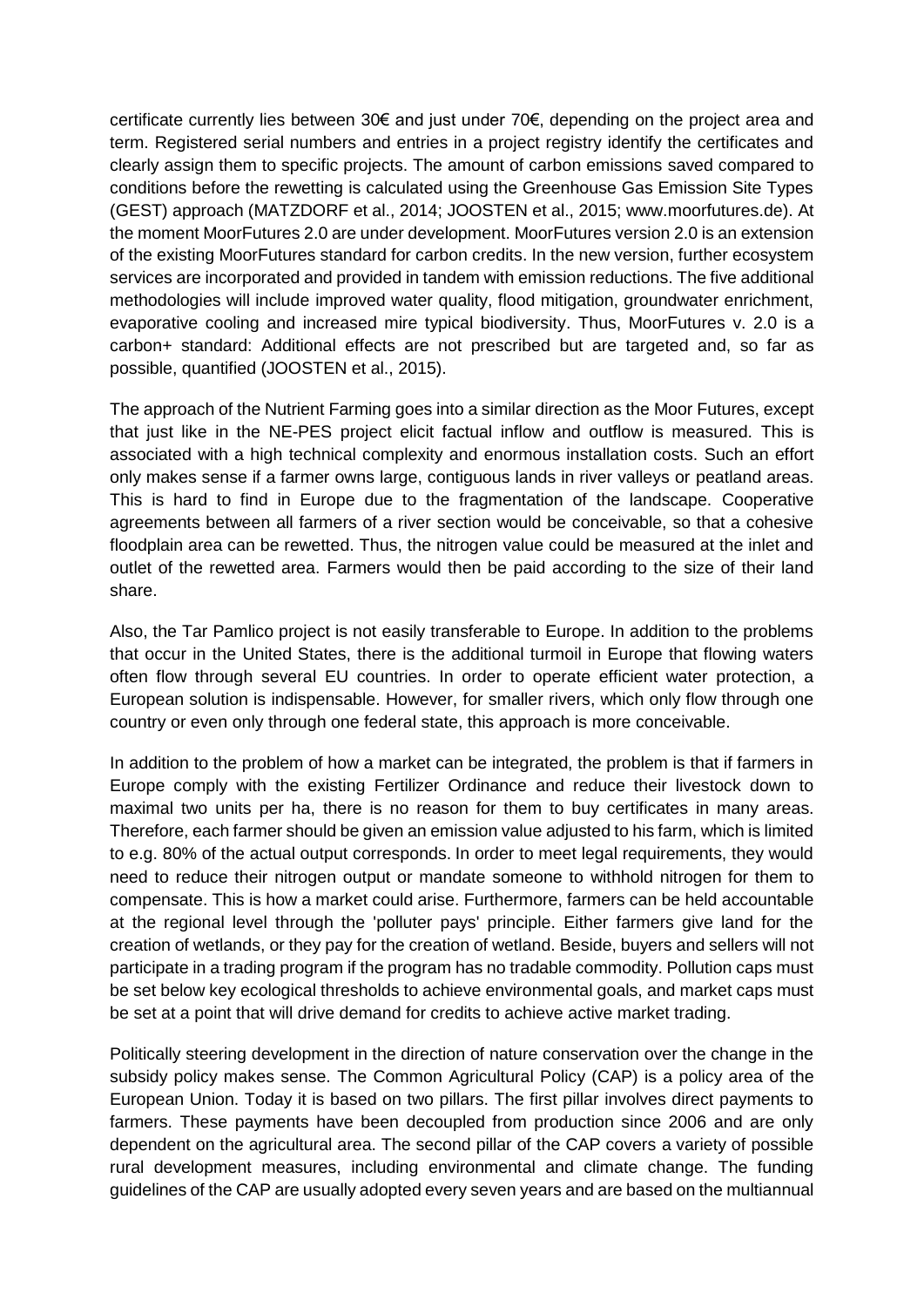certificate currently lies between 30€ and just under 70€, depending on the project area and term. Registered serial numbers and entries in a project registry identify the certificates and clearly assign them to specific projects. The amount of carbon emissions saved compared to conditions before the rewetting is calculated using the Greenhouse Gas Emission Site Types (GEST) approach (MATZDORF et al., 2014; JOOSTEN et al., 2015; www.moorfutures.de). At the moment MoorFutures 2.0 are under development. MoorFutures version 2.0 is an extension of the existing MoorFutures standard for carbon credits. In the new version, further ecosystem services are incorporated and provided in tandem with emission reductions. The five additional methodologies will include improved water quality, flood mitigation, groundwater enrichment, evaporative cooling and increased mire typical biodiversity. Thus, MoorFutures v. 2.0 is a carbon+ standard: Additional effects are not prescribed but are targeted and, so far as possible, quantified (JOOSTEN et al., 2015).

The approach of the Nutrient Farming goes into a similar direction as the Moor Futures, except that just like in the NE-PES project elicit factual inflow and outflow is measured. This is associated with a high technical complexity and enormous installation costs. Such an effort only makes sense if a farmer owns large, contiguous lands in river valleys or peatland areas. This is hard to find in Europe due to the fragmentation of the landscape. Cooperative agreements between all farmers of a river section would be conceivable, so that a cohesive floodplain area can be rewetted. Thus, the nitrogen value could be measured at the inlet and outlet of the rewetted area. Farmers would then be paid according to the size of their land share.

Also, the Tar Pamlico project is not easily transferable to Europe. In addition to the problems that occur in the United States, there is the additional turmoil in Europe that flowing waters often flow through several EU countries. In order to operate efficient water protection, a European solution is indispensable. However, for smaller rivers, which only flow through one country or even only through one federal state, this approach is more conceivable.

In addition to the problem of how a market can be integrated, the problem is that if farmers in Europe comply with the existing Fertilizer Ordinance and reduce their livestock down to maximal two units per ha, there is no reason for them to buy certificates in many areas. Therefore, each farmer should be given an emission value adjusted to his farm, which is limited to e.g. 80% of the actual output corresponds. In order to meet legal requirements, they would need to reduce their nitrogen output or mandate someone to withhold nitrogen for them to compensate. This is how a market could arise. Furthermore, farmers can be held accountable at the regional level through the 'polluter pays' principle. Either farmers give land for the creation of wetlands, or they pay for the creation of wetland. Beside, buyers and sellers will not participate in a trading program if the program has no tradable commodity. Pollution caps must be set below key ecological thresholds to achieve environmental goals, and market caps must be set at a point that will drive demand for credits to achieve active market trading.

Politically steering development in the direction of nature conservation over the change in the subsidy policy makes sense. The Common Agricultural Policy (CAP) is a policy area of the European Union. Today it is based on two pillars. The first pillar involves direct payments to farmers. These payments have been decoupled from production since 2006 and are only dependent on the agricultural area. The second pillar of the CAP covers a variety of possible rural development measures, including environmental and climate change. The funding guidelines of the CAP are usually adopted every seven years and are based on the multiannual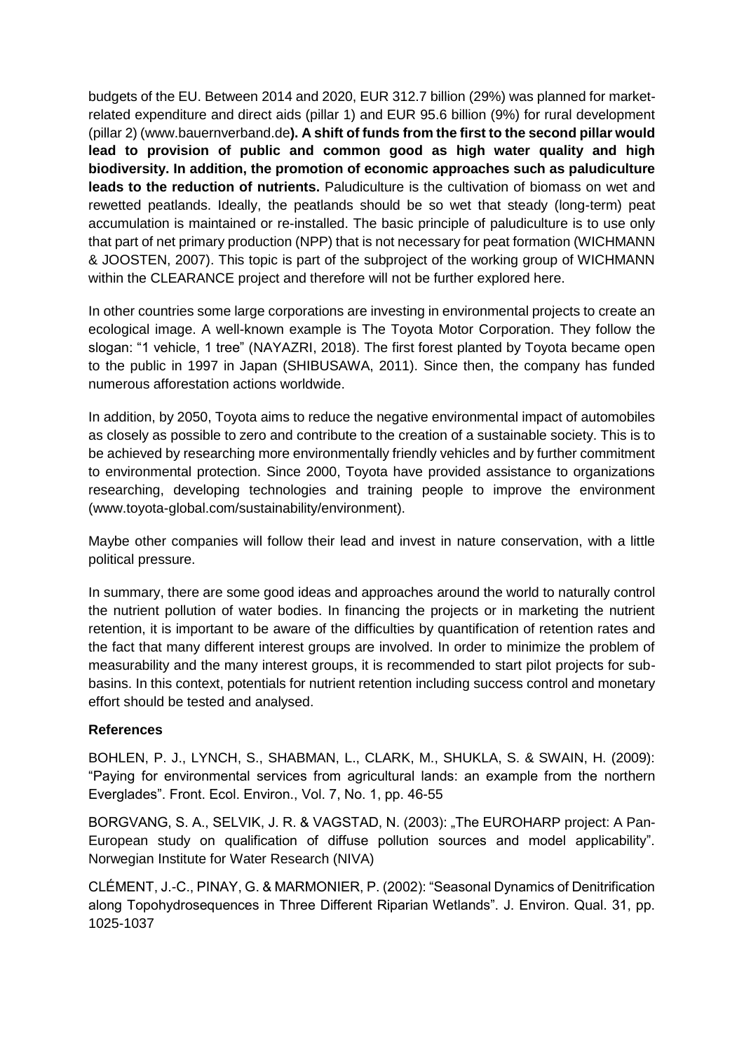budgets of the EU. Between 2014 and 2020, EUR 312.7 billion (29%) was planned for market-related expenditure and direct aids (pillar 1) and EUR 95.6 billion (9%) for rural development (pillar 2) (www.bauernverband.de**). A shift of funds from the first to the second pillar would lead to provision of public and common good as high water quality and high biodiversity. In addition, the promotion of economic approaches such as paludiculture leads to the reduction of nutrients.** Paludiculture is the cultivation of biomass on wet and rewetted peatlands. Ideally, the peatlands should be so wet that steady (long-term) peat accumulation is maintained or re-installed. The basic principle of paludiculture is to use only that part of net primary production (NPP) that is not necessary for peat formation (WICHMANN & JOOSTEN, 2007). This topic is part of the subproject of the working group of WICHMANN within the CLEARANCE project and therefore will not be further explored here.

In other countries some large corporations are investing in environmental projects to create an ecological image. A well-known example is The Toyota Motor Corporation. They follow the slogan: "1 vehicle, 1 tree" (NAYAZRI, 2018). The first forest planted by Toyota became open to the public in 1997 in Japan (SHIBUSAWA, 2011). Since then, the company has funded numerous afforestation actions worldwide.

In addition, by 2050, Toyota aims to reduce the negative environmental impact of automobiles as closely as possible to zero and contribute to the creation of a sustainable society. This is to be achieved by researching more environmentally friendly vehicles and by further commitment to environmental protection. Since 2000, Toyota have provided assistance to organizations researching, developing technologies and training people to improve the environment (www.toyota-global.com/sustainability/environment).

Maybe other companies will follow their lead and invest in nature conservation, with a little political pressure.

In summary, there are some good ideas and approaches around the world to naturally control the nutrient pollution of water bodies. In financing the projects or in marketing the nutrient retention, it is important to be aware of the difficulties by quantification of retention rates and the fact that many different interest groups are involved. In order to minimize the problem of measurability and the many interest groups, it is recommended to start pilot projects for sub-basins. In this context, potentials for nutrient retention including success control and monetary effort should be tested and analysed.

**References**

BOHLEN, P. J., LYNCH, S., SHABMAN, L., CLARK, M., SHUKLA, S. & SWAIN, H. (2009): "Paying for environmental services from agricultural lands: an example from the northern Everglades". Front. Ecol. Environ., Vol. 7, No. 1, pp. 46-55

BORGVANG, S. A., SELVIK, J. R. & VAGSTAD, N. (2003): „The EUROHARP project: A Pan-European study on qualification of diffuse pollution sources and model applicability". Norwegian Institute for Water Research (NIVA)

CLÉMENT, J.-C., PINAY, G. & MARMONIER, P. (2002): "Seasonal Dynamics of Denitrification along Topohydrosequences in Three Different Riparian Wetlands". J. Environ. Qual. 31, pp. 1025-1037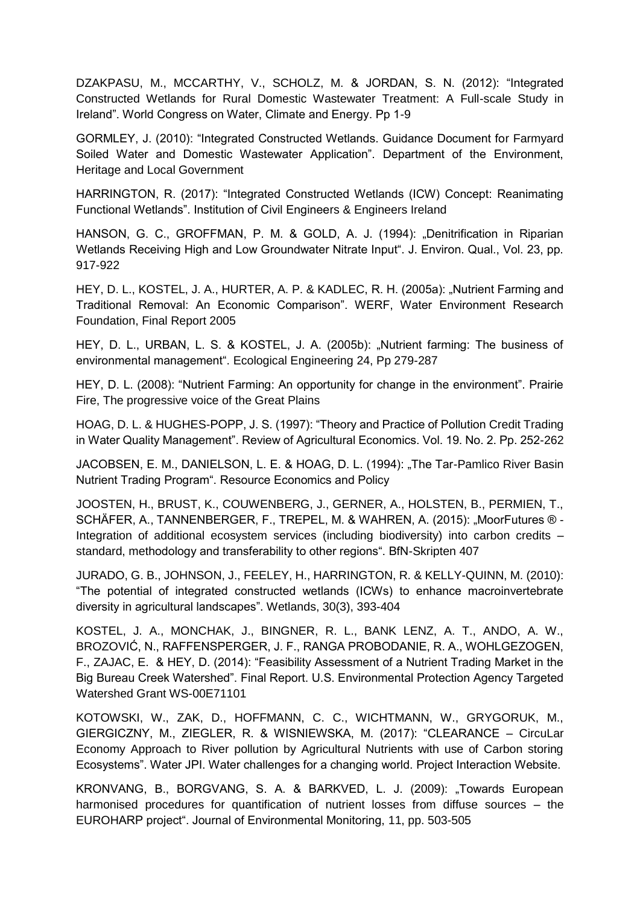DZAKPASU, M., MCCARTHY, V., SCHOLZ, M. & JORDAN, S. N. (2012): "Integrated Constructed Wetlands for Rural Domestic Wastewater Treatment: A Full-scale Study in Ireland". World Congress on Water, Climate and Energy. Pp 1-9

GORMLEY, J. (2010): "Integrated Constructed Wetlands. Guidance Document for Farmyard Soiled Water and Domestic Wastewater Application". Department of the Environment, Heritage and Local Government

HARRINGTON, R. (2017): "Integrated Constructed Wetlands (ICW) Concept: Reanimating Functional Wetlands". Institution of Civil Engineers & Engineers Ireland

HANSON, G. C., GROFFMAN, P. M. & GOLD, A. J. (1994): „Denitrification in Riparian Wetlands Receiving High and Low Groundwater Nitrate Input". J. Environ. Qual., Vol. 23, pp. 917-922

HEY, D. L., KOSTEL, J. A., HURTER, A. P. & KADLEC, R. H. (2005a): „Nutrient Farming and Traditional Removal: An Economic Comparison". WERF, Water Environment Research Foundation, Final Report 2005

HEY, D. L., URBAN, L. S. & KOSTEL, J. A. (2005b): „Nutrient farming: The business of environmental management". Ecological Engineering 24, Pp 279-287

HEY, D. L. (2008): "Nutrient Farming: An opportunity for change in the environment". Prairie Fire, The progressive voice of the Great Plains

HOAG, D. L. & HUGHES-POPP, J. S. (1997): "Theory and Practice of Pollution Credit Trading in Water Quality Management". Review of Agricultural Economics. Vol. 19. No. 2. Pp. 252-262

JACOBSEN, E. M., DANIELSON, L. E. & HOAG, D. L. (1994): „The Tar-Pamlico River Basin Nutrient Trading Program". Resource Economics and Policy

JOOSTEN, H., BRUST, K., COUWENBERG, J., GERNER, A., HOLSTEN, B., PERMIEN, T., SCHÄFER, A., TANNENBERGER, F., TREPEL, M. & WAHREN, A. (2015): „MoorFutures ® - Integration of additional ecosystem services (including biodiversity) into carbon credits – standard, methodology and transferability to other regions". BfN-Skripten 407

JURADO, G. B., JOHNSON, J., FEELEY, H., HARRINGTON, R. & KELLY-QUINN, M. (2010): "The potential of integrated constructed wetlands (ICWs) to enhance macroinvertebrate diversity in agricultural landscapes". Wetlands, 30(3), 393-404

KOSTEL, J. A., MONCHAK, J., BINGNER, R. L., BANK LENZ, A. T., ANDO, A. W., BROZOVIĆ, N., RAFFENSPERGER, J. F., RANGA PROBODANIE, R. A., WOHLGEZOGEN, F., ZAJAC, E. & HEY, D. (2014): "Feasibility Assessment of a Nutrient Trading Market in the Big Bureau Creek Watershed". Final Report. U.S. Environmental Protection Agency Targeted Watershed Grant WS-00E71101

KOTOWSKI, W., ZAK, D., HOFFMANN, C. C., WICHTMANN, W., GRYGORUK, M., GIERGICZNY, M., ZIEGLER, R. & WISNIEWSKA, M. (2017): "CLEARANCE – CircuLar Economy Approach to River pollution by Agricultural Nutrients with use of Carbon storing Ecosystems". Water JPI. Water challenges for a changing world. Project Interaction Website.

KRONVANG, B., BORGVANG, S. A. & BARKVED, L. J. (2009): „Towards European harmonised procedures for quantification of nutrient losses from diffuse sources – the EUROHARP project". Journal of Environmental Monitoring, 11, pp. 503-505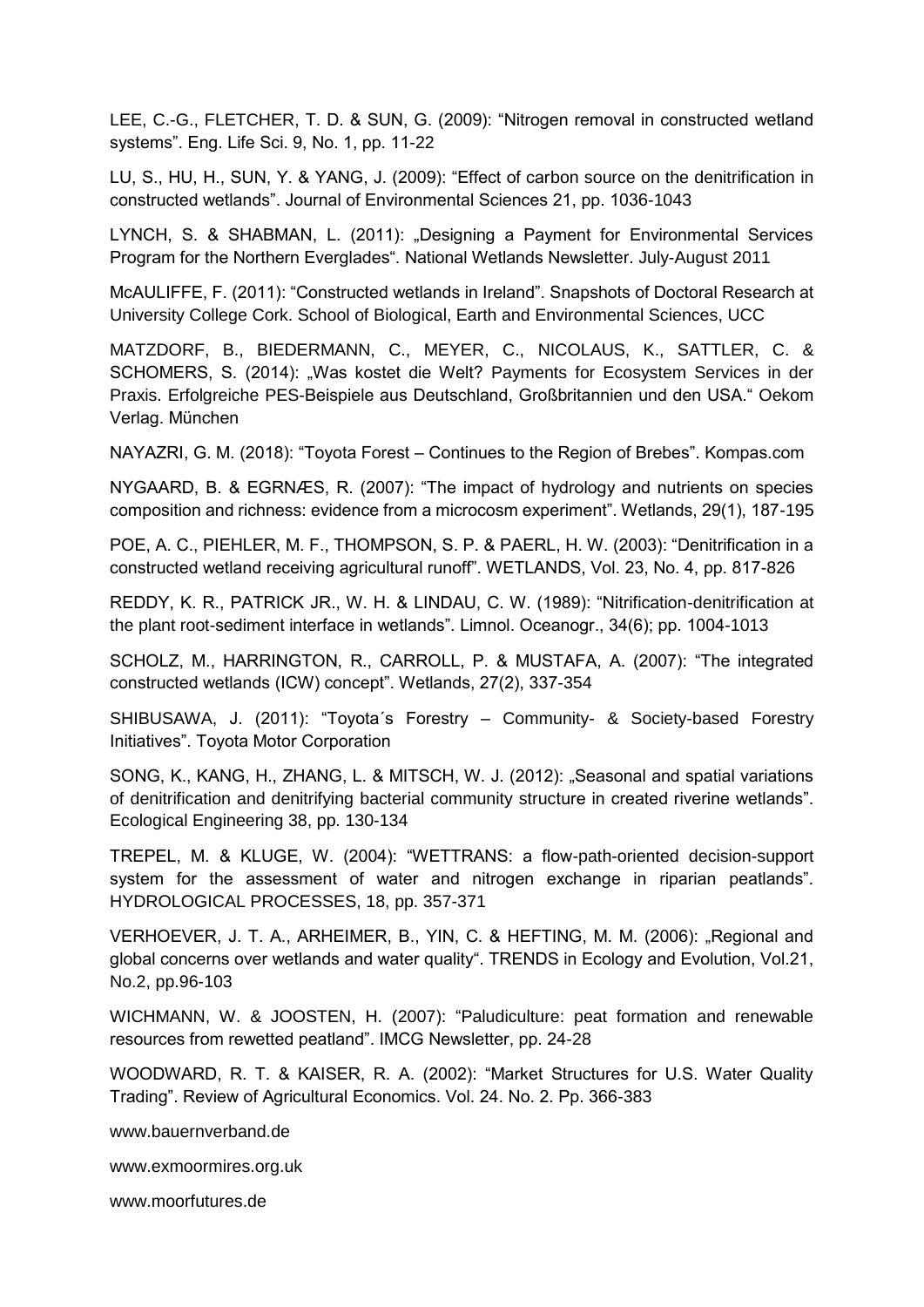LEE, C.-G., FLETCHER, T. D. & SUN, G. (2009): “Nitrogen removal in constructed wetland systems”. Eng. Life Sci. 9, No. 1, pp. 11-22

LU, S., HU, H., SUN, Y. & YANG, J. (2009): “Effect of carbon source on the denitrification in constructed wetlands”. Journal of Environmental Sciences 21, pp. 1036-1043

LYNCH, S. & SHABMAN, L. (2011): „Designing a Payment for Environmental Services Program for the Northern Everglades“. National Wetlands Newsletter. July-August 2011

McAULIFFE, F. (2011): “Constructed wetlands in Ireland”. Snapshots of Doctoral Research at University College Cork. School of Biological, Earth and Environmental Sciences, UCC

MATZDORF, B., BIEDERMANN, C., MEYER, C., NICOLAUS, K., SATTLER, C. & SCHOMERS, S. (2014): „Was kostet die Welt? Payments for Ecosystem Services in der Praxis. Erfolgreiche PES-Beispiele aus Deutschland, Großbritannien und den USA.“ Oekom Verlag. München

NAYAZRI, G. M. (2018): “Toyota Forest – Continues to the Region of Brebes”. Kompas.com

NYGAARD, B. & EGRNÆS, R. (2007): “The impact of hydrology and nutrients on species composition and richness: evidence from a microcosm experiment”. Wetlands, 29(1), 187-195

POE, A. C., PIEHLER, M. F., THOMPSON, S. P. & PAERL, H. W. (2003): “Denitrification in a constructed wetland receiving agricultural runoff”. WETLANDS, Vol. 23, No. 4, pp. 817-826

REDDY, K. R., PATRICK JR., W. H. & LINDAU, C. W. (1989): “Nitrification-denitrification at the plant root-sediment interface in wetlands”. Limnol. Oceanogr., 34(6); pp. 1004-1013

SCHOLZ, M., HARRINGTON, R., CARROLL, P. & MUSTAFA, A. (2007): “The integrated constructed wetlands (ICW) concept”. Wetlands, 27(2), 337-354

SHIBUSAWA, J. (2011): “Toyota´s Forestry – Community- & Society-based Forestry Initiatives”. Toyota Motor Corporation

SONG, K., KANG, H., ZHANG, L. & MITSCH, W. J. (2012): „Seasonal and spatial variations of denitrification and denitrifying bacterial community structure in created riverine wetlands“. Ecological Engineering 38, pp. 130-134

TREPEL, M. & KLUGE, W. (2004): “WETTRANS: a flow-path-oriented decision-support system for the assessment of water and nitrogen exchange in riparian peatlands”. HYDROLOGICAL PROCESSES, 18, pp. 357-371

VERHOEVER, J. T. A., ARHEIMER, B., YIN, C. & HEFTING, M. M. (2006): „Regional and global concerns over wetlands and water quality“. TRENDS in Ecology and Evolution, Vol.21, No.2, pp.96-103

WICHMANN, W. & JOOSTEN, H. (2007): “Paludiculture: peat formation and renewable resources from rewetted peatland”. IMCG Newsletter, pp. 24-28

WOODWARD, R. T. & KAISER, R. A. (2002): “Market Structures for U.S. Water Quality Trading”. Review of Agricultural Economics. Vol. 24. No. 2. Pp. 366-383

www.bauernverband.de

www.exmoormires.org.uk

www.moorfutures.de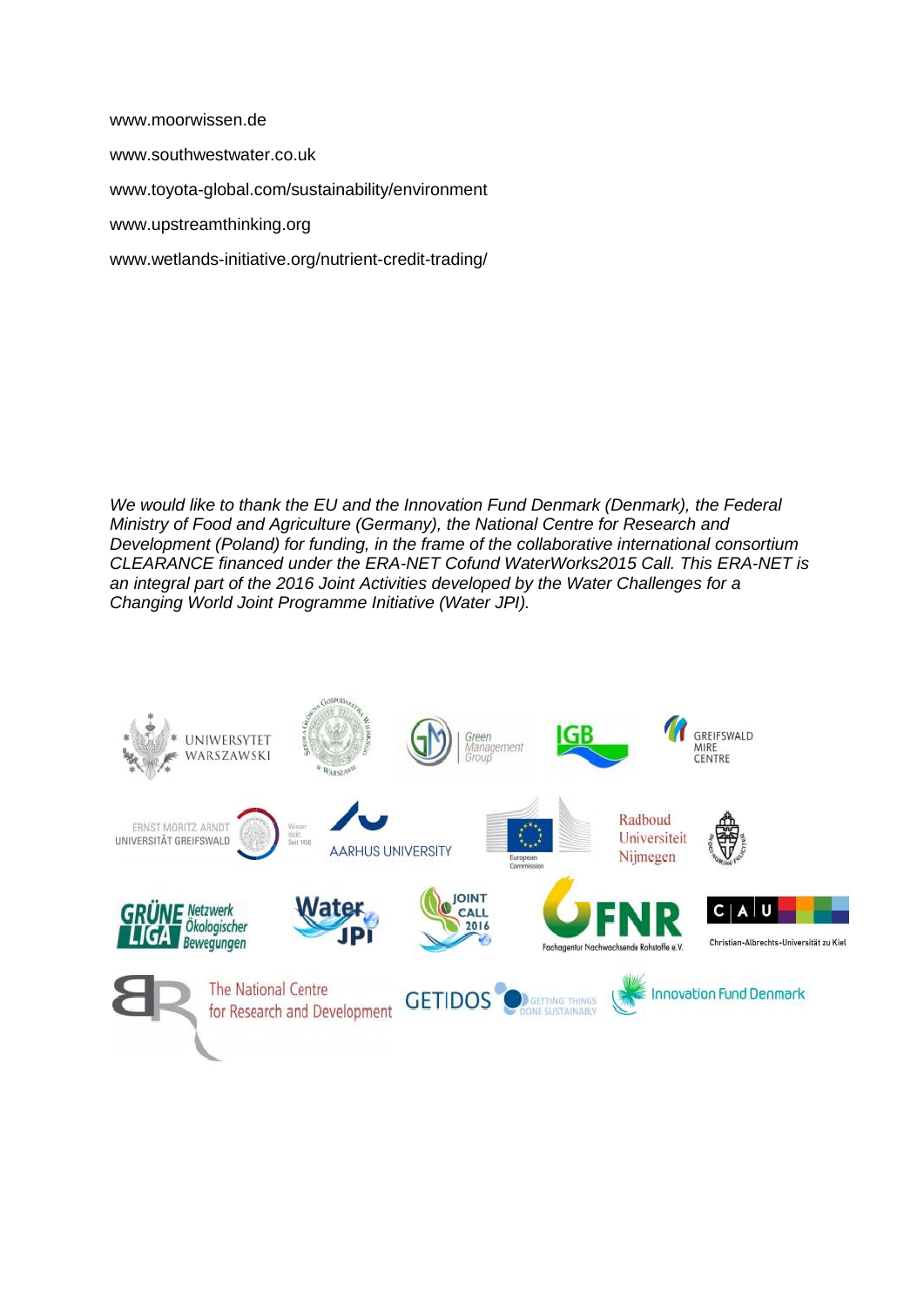www.moorwissen.de

www.southwestwater.co.uk

www.toyota-global.com/sustainability/environment

www.upstreamthinking.org

www.wetlands-initiative.org/nutrient-credit-trading/

*We would like to thank the EU and the Innovation Fund Denmark (Denmark), the Federal Ministry of Food and Agriculture (Germany), the National Centre for Research and Development (Poland) for funding, in the frame of the collaborative international consortium CLEARANCE financed under the ERA-NET Cofund WaterWorks2015 Call. This ERA-NET is an integral part of the 2016 Joint Activities developed by the Water Challenges for a Changing World Joint Programme Initiative (Water JPI).*